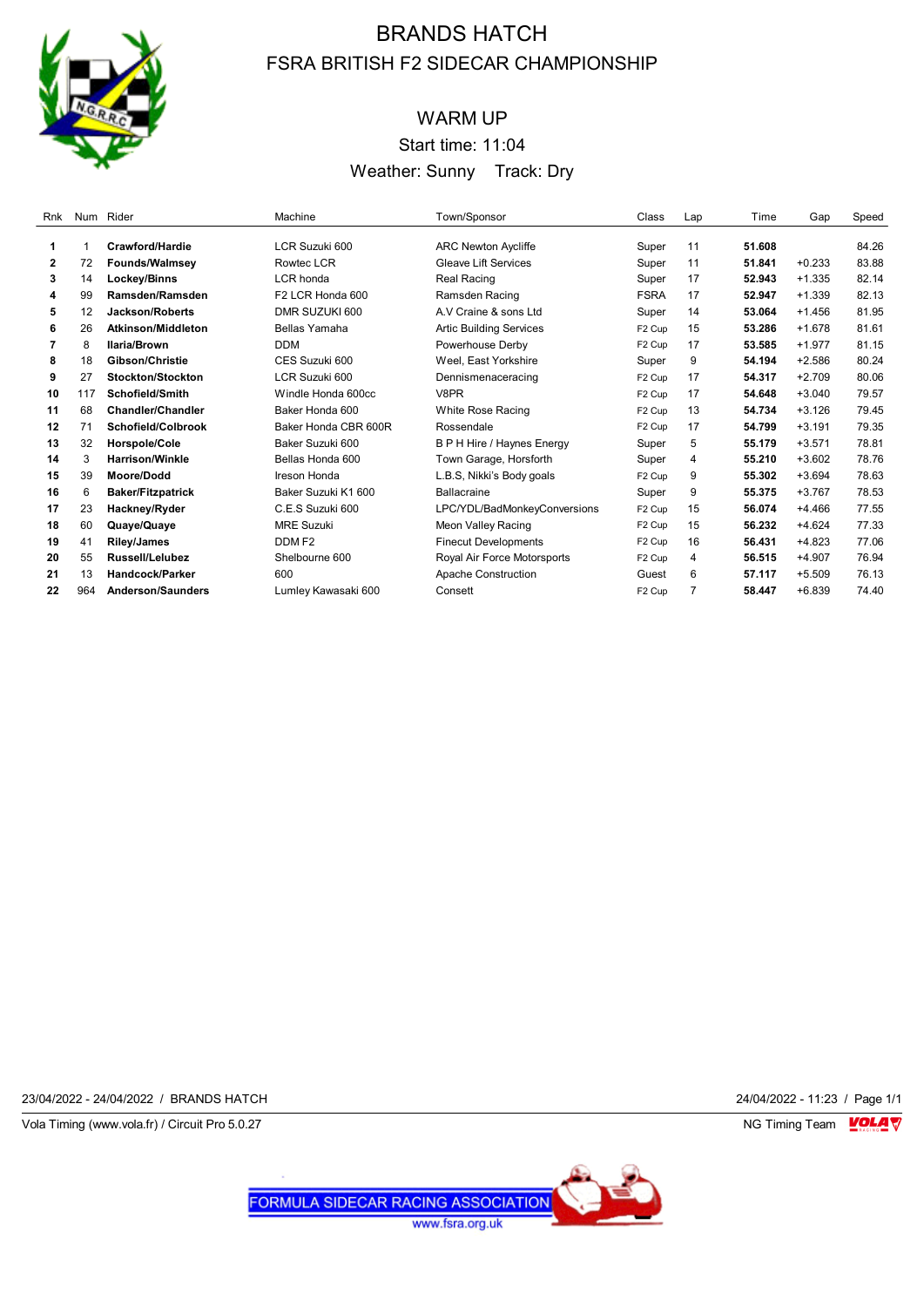# BRANDS HATCH

## FSRA BRITISH F2 SIDECAR CHAMPIONSHIP

### WARM UP

Start time: 11:04

Weather: Sunny Track: Dry

| Rnk | Num | Rider | Machine | Town/Sponsor | Class | Lap | Time | Gap | Speed |
|---|---|---|---|---|---|---|---|---|---|
| 1 | 1 | **Crawford/Hardie** | LCR Suzuki 600 | ARC Newton Aycliffe | Super | 11 | **51.608** | | 84.26 |
| 2 | 72 | **Founds/Walmsey** | Rowtec LCR | Gleave Lift Services | Super | 11 | **51.841** | +0.233 | 83.88 |
| 3 | 14 | **Lockey/Binns** | LCR honda | Real Racing | Super | 17 | **52.943** | +1.335 | 82.14 |
| 4 | 99 | **Ramsden/Ramsden** | F2 LCR Honda 600 | Ramsden Racing | FSRA | 17 | **52.947** | +1.339 | 82.13 |
| 5 | 12 | **Jackson/Roberts** | DMR SUZUKI 600 | A.V Craine & sons Ltd | Super | 14 | **53.064** | +1.456 | 81.95 |
| 6 | 26 | **Atkinson/Middleton** | Bellas Yamaha | Artic Building Services | F2 Cup | 15 | **53.286** | +1.678 | 81.61 |
| 7 | 8 | **Ilaria/Brown** | DDM | Powerhouse Derby | F2 Cup | 17 | **53.585** | +1.977 | 81.15 |
| 8 | 18 | **Gibson/Christie** | CES Suzuki 600 | Weel, East Yorkshire | Super | 9 | **54.194** | +2.586 | 80.24 |
| 9 | 27 | **Stockton/Stockton** | LCR Suzuki 600 | Dennismenaceracing | F2 Cup | 17 | **54.317** | +2.709 | 80.06 |
| 10 | 117 | **Schofield/Smith** | Windle Honda 600cc | V8PR | F2 Cup | 17 | **54.648** | +3.040 | 79.57 |
| 11 | 68 | **Chandler/Chandler** | Baker Honda 600 | White Rose Racing | F2 Cup | 13 | **54.734** | +3.126 | 79.45 |
| 12 | 71 | **Schofield/Colbrook** | Baker Honda CBR 600R | Rossendale | F2 Cup | 17 | **54.799** | +3.191 | 79.35 |
| 13 | 32 | **Horspole/Cole** | Baker Suzuki 600 | B P H Hire / Haynes Energy | Super | 5 | **55.179** | +3.571 | 78.81 |
| 14 | 3 | **Harrison/Winkle** | Bellas Honda 600 | Town Garage, Horsforth | Super | 4 | **55.210** | +3.602 | 78.76 |
| 15 | 39 | **Moore/Dodd** | Ireson Honda | L.B.S, Nikki's Body goals | F2 Cup | 9 | **55.302** | +3.694 | 78.63 |
| 16 | 6 | **Baker/Fitzpatrick** | Baker Suzuki K1 600 | Ballacraine | Super | 9 | **55.375** | +3.767 | 78.53 |
| 17 | 23 | **Hackney/Ryder** | C.E.S Suzuki 600 | LPC/YDL/BadMonkeyConversions | F2 Cup | 15 | **56.074** | +4.466 | 77.55 |
| 18 | 60 | **Quaye/Quaye** | MRE Suzuki | Meon Valley Racing | F2 Cup | 15 | **56.232** | +4.624 | 77.33 |
| 19 | 41 | **Riley/James** | DDM F2 | Finecut Developments | F2 Cup | 16 | **56.431** | +4.823 | 77.06 |
| 20 | 55 | **Russell/Lelubez** | Shelbourne 600 | Royal Air Force Motorsports | F2 Cup | 4 | **56.515** | +4.907 | 76.94 |
| 21 | 13 | **Handcock/Parker** | 600 | Apache Construction | Guest | 6 | **57.117** | +5.509 | 76.13 |
| 22 | 964 | **Anderson/Saunders** | Lumley Kawasaki 600 | Consett | F2 Cup | 7 | **58.447** | +6.839 | 74.40 |

23/04/2022 - 24/04/2022 / BRANDS HATCH — 24/04/2022 - 11:23

Vola Timing (www.vola.fr) / Circuit Pro 5.0.27 — NG Timing Team

FORMULA SIDECAR RACING ASSOCIATION
www.fsra.org.uk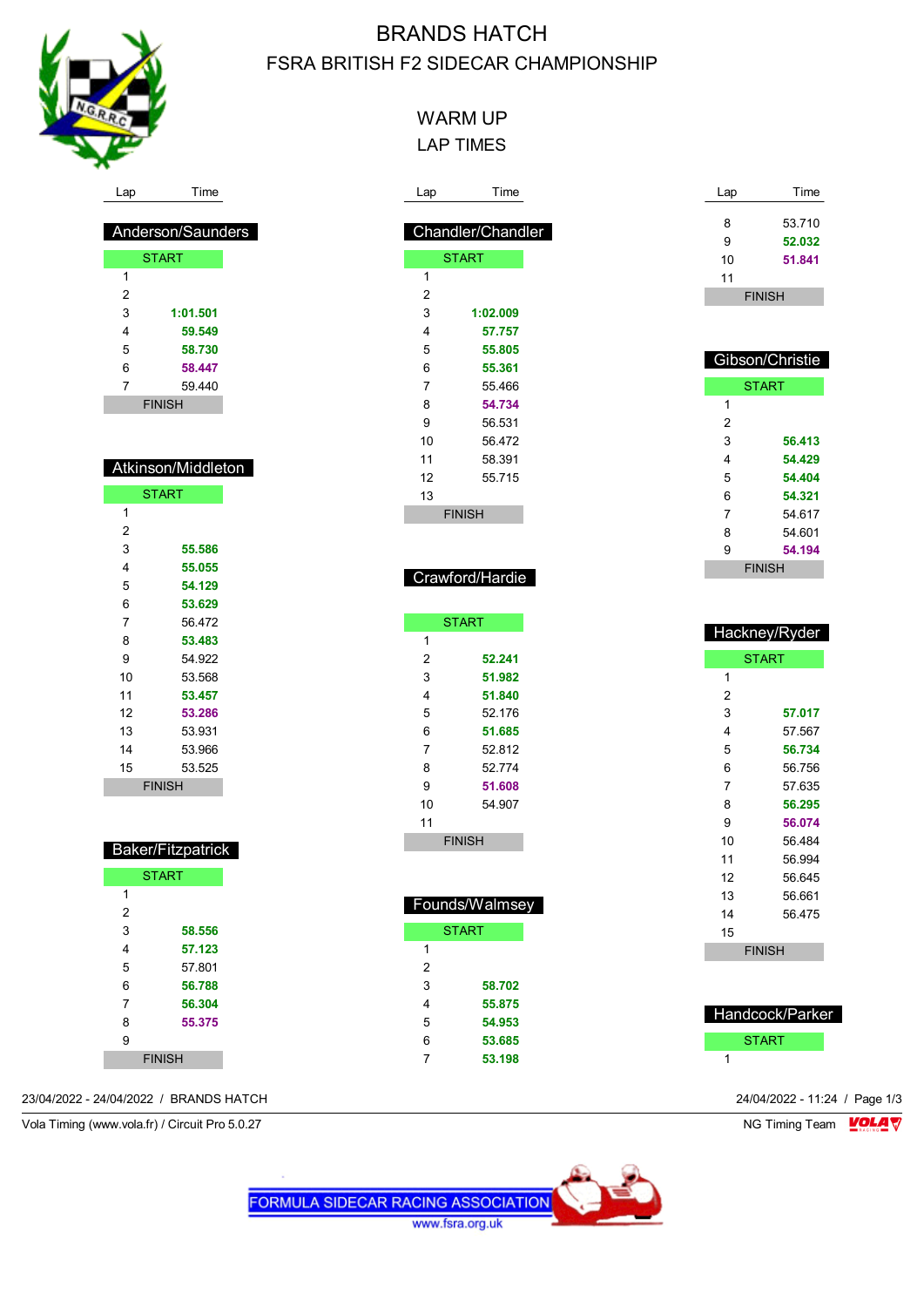# BRANDS HATCH

## FSRA BRITISH F2 SIDECAR CHAMPIONSHIP

### WARM UP

### LAP TIMES

**Anderson/Saunders**

| Lap | Time |
|---|---|
| START | |
| 1 | |
| 2 | |
| 3 | **1:01.501** |
| 4 | **59.549** |
| 5 | **58.730** |
| 6 | **58.447** |
| 7 | 59.440 |
| FINISH | |

**Atkinson/Middleton**

| Lap | Time |
|---|---|
| START | |
| 1 | |
| 2 | |
| 3 | **55.586** |
| 4 | **55.055** |
| 5 | **54.129** |
| 6 | **53.629** |
| 7 | 56.472 |
| 8 | **53.483** |
| 9 | 54.922 |
| 10 | 53.568 |
| 11 | **53.457** |
| 12 | **53.286** |
| 13 | 53.931 |
| 14 | 53.966 |
| 15 | 53.525 |
| FINISH | |

**Baker/Fitzpatrick**

| Lap | Time |
|---|---|
| START | |
| 1 | |
| 2 | |
| 3 | **58.556** |
| 4 | **57.123** |
| 5 | 57.801 |
| 6 | **56.788** |
| 7 | **56.304** |
| 8 | **55.375** |
| 9 | |
| FINISH | |

**Chandler/Chandler**

| Lap | Time |
|---|---|
| START | |
| 1 | |
| 2 | |
| 3 | **1:02.009** |
| 4 | **57.757** |
| 5 | **55.805** |
| 6 | **55.361** |
| 7 | 55.466 |
| 8 | **54.734** |
| 9 | 56.531 |
| 10 | 56.472 |
| 11 | 58.391 |
| 12 | 55.715 |
| 13 | |
| FINISH | |

**Crawford/Hardie**

| Lap | Time |
|---|---|
| START | |
| 1 | |
| 2 | **52.241** |
| 3 | **51.982** |
| 4 | **51.840** |
| 5 | 52.176 |
| 6 | **51.685** |
| 7 | 52.812 |
| 8 | 52.774 |
| 9 | **51.608** |
| 10 | 54.907 |
| 11 | |
| FINISH | |

**Founds/Walmsey**

| Lap | Time |
|---|---|
| START | |
| 1 | |
| 2 | |
| 3 | **58.702** |
| 4 | **55.875** |
| 5 | **54.953** |
| 6 | **53.685** |
| 7 | **53.198** |
| 8 | 53.710 |
| 9 | **52.032** |
| 10 | **51.841** |
| 11 | |
| FINISH | |

**Gibson/Christie**

| Lap | Time |
|---|---|
| START | |
| 1 | |
| 2 | |
| 3 | **56.413** |
| 4 | **54.429** |
| 5 | **54.404** |
| 6 | **54.321** |
| 7 | 54.617 |
| 8 | 54.601 |
| 9 | **54.194** |
| FINISH | |

**Hackney/Ryder**

| Lap | Time |
|---|---|
| START | |
| 1 | |
| 2 | |
| 3 | **57.017** |
| 4 | 57.567 |
| 5 | **56.734** |
| 6 | 56.756 |
| 7 | 57.635 |
| 8 | **56.295** |
| 9 | **56.074** |
| 10 | 56.484 |
| 11 | 56.994 |
| 12 | 56.645 |
| 13 | 56.661 |
| 14 | 56.475 |
| 15 | |
| FINISH | |

**Handcock/Parker**

| Lap | Time |
|---|---|
| START | |
| 1 | |

23/04/2022 - 24/04/2022 / BRANDS HATCH

24/04/2022 - 11:24

Vola Timing (www.vola.fr) / Circuit Pro 5.0.27

NG Timing Team

FORMULA SIDECAR RACING ASSOCIATION www.fsra.org.uk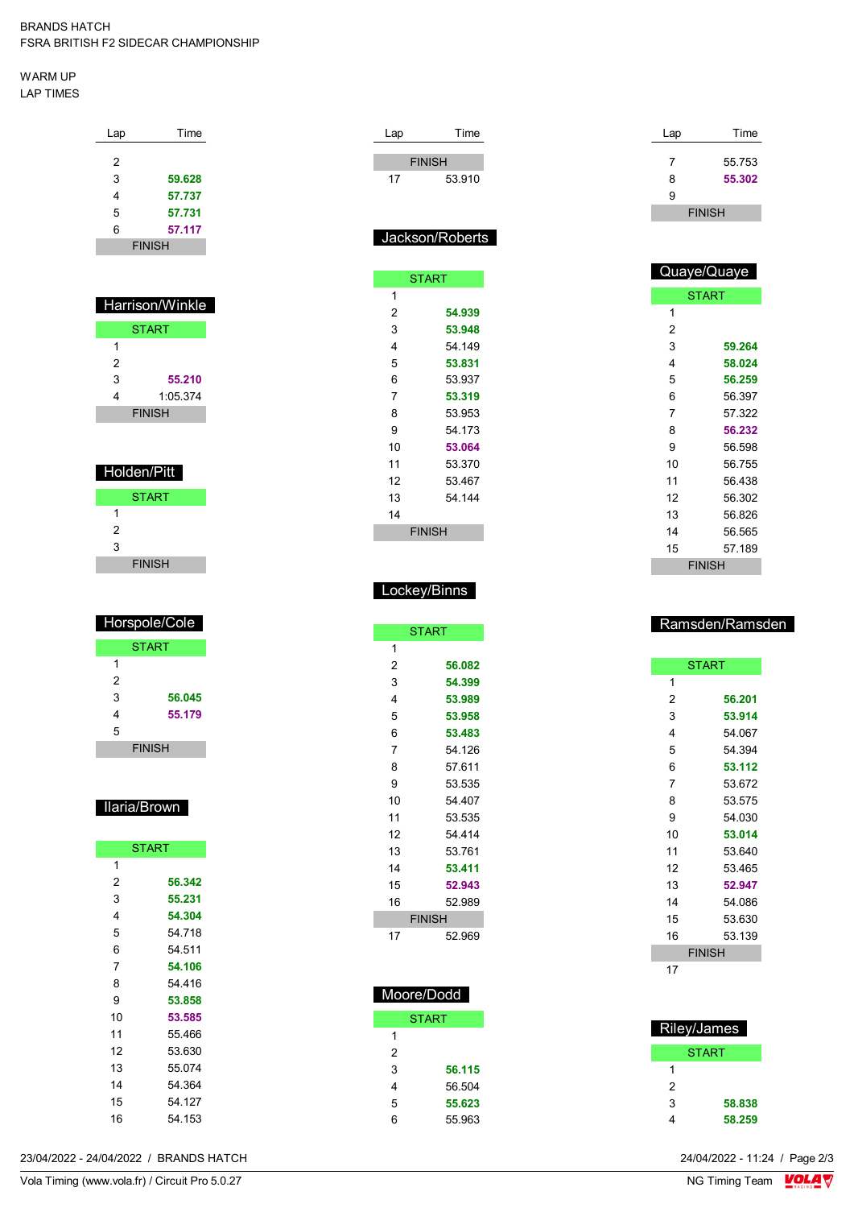BRANDS HATCH
FSRA BRITISH F2 SIDECAR CHAMPIONSHIP

WARM UP
LAP TIMES

| Lap | Time |
|---|---|
| 2 | |
| 3 | 59.628 |
| 4 | 57.737 |
| 5 | 57.731 |
| 6 | 57.117 |
| FINISH | |

## Harrison/Winkle

| Lap | Time |
|---|---|
| START | |
| 1 | |
| 2 | |
| 3 | 55.210 |
| 4 | 1:05.374 |
| FINISH | |

## Holden/Pitt

| Lap | Time |
|---|---|
| START | |
| 1 | |
| 2 | |
| 3 | |
| FINISH | |

## Horspole/Cole

| Lap | Time |
|---|---|
| START | |
| 1 | |
| 2 | |
| 3 | 56.045 |
| 4 | 55.179 |
| 5 | |
| FINISH | |

## Ilaria/Brown

| Lap | Time |
|---|---|
| START | |
| 1 | |
| 2 | 56.342 |
| 3 | 55.231 |
| 4 | 54.304 |
| 5 | 54.718 |
| 6 | 54.511 |
| 7 | 54.106 |
| 8 | 54.416 |
| 9 | 53.858 |
| 10 | 53.585 |
| 11 | 55.466 |
| 12 | 53.630 |
| 13 | 55.074 |
| 14 | 54.364 |
| 15 | 54.127 |
| 16 | 54.153 |

| Lap | Time |
|---|---|
| FINISH | |
| 17 | 53.910 |

## Jackson/Roberts

| Lap | Time |
|---|---|
| START | |
| 1 | |
| 2 | 54.939 |
| 3 | 53.948 |
| 4 | 54.149 |
| 5 | 53.831 |
| 6 | 53.937 |
| 7 | 53.319 |
| 8 | 53.953 |
| 9 | 54.173 |
| 10 | 53.064 |
| 11 | 53.370 |
| 12 | 53.467 |
| 13 | 54.144 |
| 14 | |
| FINISH | |

## Lockey/Binns

| Lap | Time |
|---|---|
| START | |
| 1 | |
| 2 | 56.082 |
| 3 | 54.399 |
| 4 | 53.989 |
| 5 | 53.958 |
| 6 | 53.483 |
| 7 | 54.126 |
| 8 | 57.611 |
| 9 | 53.535 |
| 10 | 54.407 |
| 11 | 53.535 |
| 12 | 54.414 |
| 13 | 53.761 |
| 14 | 53.411 |
| 15 | 52.943 |
| 16 | 52.989 |
| FINISH | |
| 17 | 52.969 |

## Moore/Dodd

| Lap | Time |
|---|---|
| START | |
| 1 | |
| 2 | |
| 3 | 56.115 |
| 4 | 56.504 |
| 5 | 55.623 |
| 6 | 55.963 |

| Lap | Time |
|---|---|
| 7 | 55.753 |
| 8 | 55.302 |
| 9 | |
| FINISH | |

## Quaye/Quaye

| Lap | Time |
|---|---|
| START | |
| 1 | |
| 2 | |
| 3 | 59.264 |
| 4 | 58.024 |
| 5 | 56.259 |
| 6 | 56.397 |
| 7 | 57.322 |
| 8 | 56.232 |
| 9 | 56.598 |
| 10 | 56.755 |
| 11 | 56.438 |
| 12 | 56.302 |
| 13 | 56.826 |
| 14 | 56.565 |
| 15 | 57.189 |
| FINISH | |

## Ramsden/Ramsden

| Lap | Time |
|---|---|
| START | |
| 1 | |
| 2 | 56.201 |
| 3 | 53.914 |
| 4 | 54.067 |
| 5 | 54.394 |
| 6 | 53.112 |
| 7 | 53.672 |
| 8 | 53.575 |
| 9 | 54.030 |
| 10 | 53.014 |
| 11 | 53.640 |
| 12 | 53.465 |
| 13 | 52.947 |
| 14 | 54.086 |
| 15 | 53.630 |
| 16 | 53.139 |
| FINISH | |
| 17 | |

## Riley/James

| Lap | Time |
|---|---|
| START | |
| 1 | |
| 2 | |
| 3 | 58.838 |
| 4 | 58.259 |

23/04/2022 - 24/04/2022 / BRANDS HATCH

Vola Timing (www.vola.fr) / Circuit Pro 5.0.27

24/04/2022 - 11:24

NG Timing Team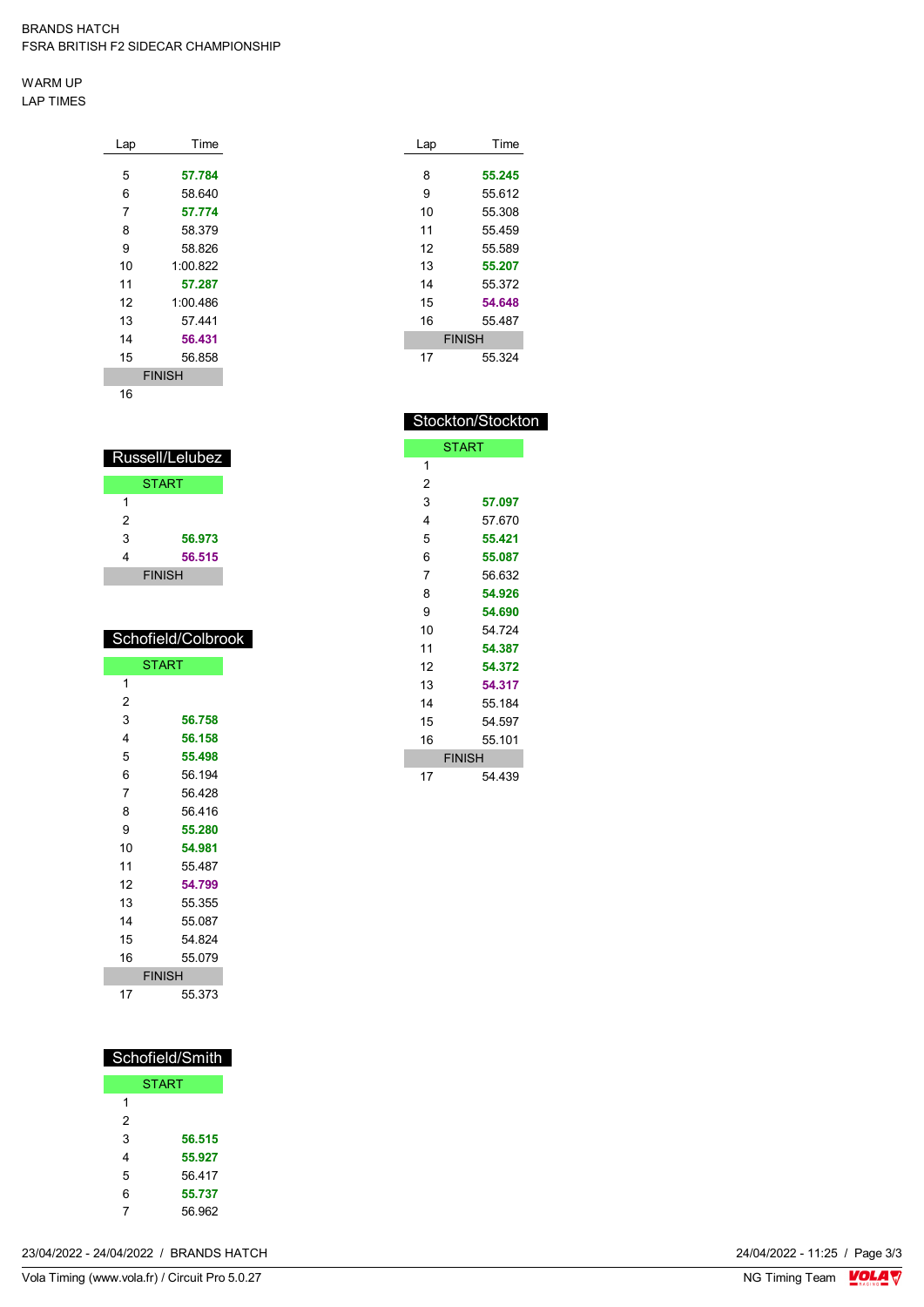BRANDS HATCH
FSRA BRITISH F2 SIDECAR CHAMPIONSHIP

WARM UP
LAP TIMES

| Lap | Time |
|---|---|
| 5 | **57.784** |
| 6 | 58.640 |
| 7 | **57.774** |
| 8 | 58.379 |
| 9 | 58.826 |
| 10 | 1:00.822 |
| 11 | **57.287** |
| 12 | 1:00.486 |
| 13 | 57.441 |
| 14 | **56.431** |
| 15 | 56.858 |
| FINISH | |
| 16 | |

## Russell/Lelubez

| Lap | Time |
|---|---|
| START | |
| 1 | |
| 2 | |
| 3 | **56.973** |
| 4 | **56.515** |
| FINISH | |

## Schofield/Colbrook

| Lap | Time |
|---|---|
| START | |
| 1 | |
| 2 | |
| 3 | **56.758** |
| 4 | **56.158** |
| 5 | **55.498** |
| 6 | 56.194 |
| 7 | 56.428 |
| 8 | 56.416 |
| 9 | **55.280** |
| 10 | **54.981** |
| 11 | 55.487 |
| 12 | **54.799** |
| 13 | 55.355 |
| 14 | 55.087 |
| 15 | 54.824 |
| 16 | 55.079 |
| FINISH | |
| 17 | 55.373 |

## Schofield/Smith

| Lap | Time |
|---|---|
| START | |
| 1 | |
| 2 | |
| 3 | **56.515** |
| 4 | **55.927** |
| 5 | 56.417 |
| 6 | **55.737** |
| 7 | 56.962 |

| Lap | Time |
|---|---|
| 8 | **55.245** |
| 9 | 55.612 |
| 10 | 55.308 |
| 11 | 55.459 |
| 12 | 55.589 |
| 13 | **55.207** |
| 14 | 55.372 |
| 15 | **54.648** |
| 16 | 55.487 |
| FINISH | |
| 17 | 55.324 |

## Stockton/Stockton

| Lap | Time |
|---|---|
| START | |
| 1 | |
| 2 | |
| 3 | **57.097** |
| 4 | 57.670 |
| 5 | **55.421** |
| 6 | **55.087** |
| 7 | 56.632 |
| 8 | **54.926** |
| 9 | **54.690** |
| 10 | 54.724 |
| 11 | **54.387** |
| 12 | **54.372** |
| 13 | **54.317** |
| 14 | 55.184 |
| 15 | 54.597 |
| 16 | 55.101 |
| FINISH | |
| 17 | 54.439 |

23/04/2022 - 24/04/2022 / BRANDS HATCH

24/04/2022 - 11:25

Vola Timing (www.vola.fr) / Circuit Pro 5.0.27

NG Timing Team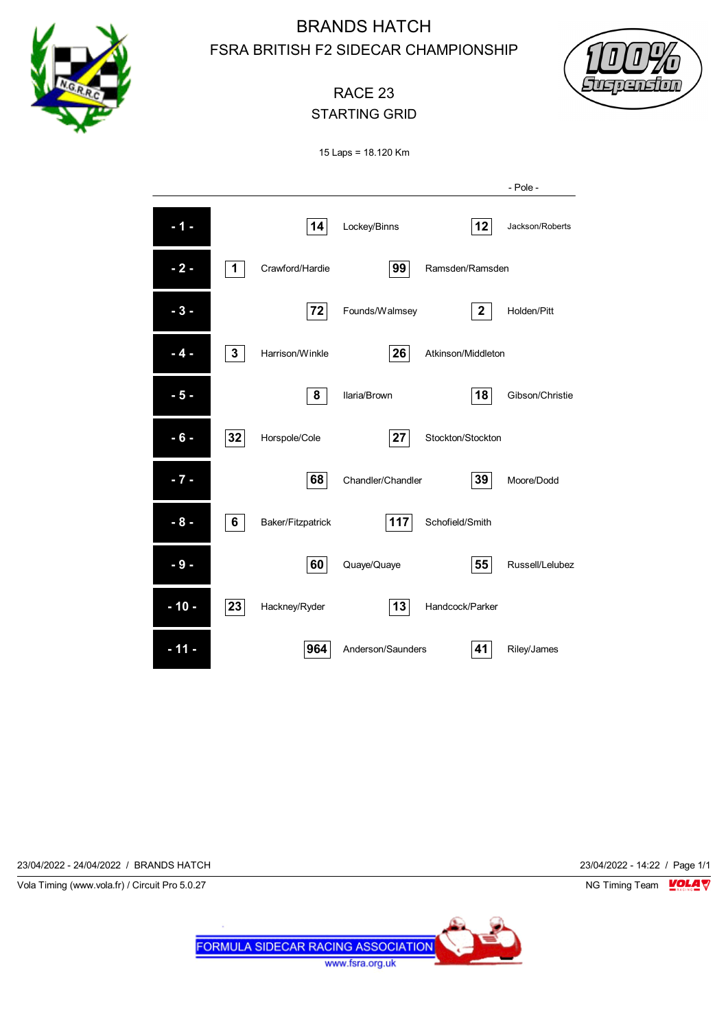# BRANDS HATCH

## FSRA BRITISH F2 SIDECAR CHAMPIONSHIP

### RACE 23

### STARTING GRID

15 Laps = 18.120 Km

| Row | No. | Name | No. | Name | No. | Name |
|---|---|---|---|---|---|---|
| | | | | | | - Pole - |
| - 1 - | | | 14 | Lockey/Binns | 12 | Jackson/Roberts |
| - 2 - | 1 | Crawford/Hardie | 99 | Ramsden/Ramsden | | |
| - 3 - | | | 72 | Founds/Walmsey | 2 | Holden/Pitt |
| - 4 - | 3 | Harrison/Winkle | 26 | Atkinson/Middleton | | |
| - 5 - | | | 8 | Ilaria/Brown | 18 | Gibson/Christie |
| - 6 - | 32 | Horspole/Cole | 27 | Stockton/Stockton | | |
| - 7 - | | | 68 | Chandler/Chandler | 39 | Moore/Dodd |
| - 8 - | 6 | Baker/Fitzpatrick | 117 | Schofield/Smith | | |
| - 9 - | | | 60 | Quaye/Quaye | 55 | Russell/Lelubez |
| - 10 - | 23 | Hackney/Ryder | 13 | Handcock/Parker | | |
| - 11 - | | | 964 | Anderson/Saunders | 41 | Riley/James |

23/04/2022 - 24/04/2022 / BRANDS HATCH — 23/04/2022 - 14:22 / Page 1/1

Vola Timing (www.vola.fr) / Circuit Pro 5.0.27 — NG Timing Team

FORMULA SIDECAR RACING ASSOCIATION
www.fsra.org.uk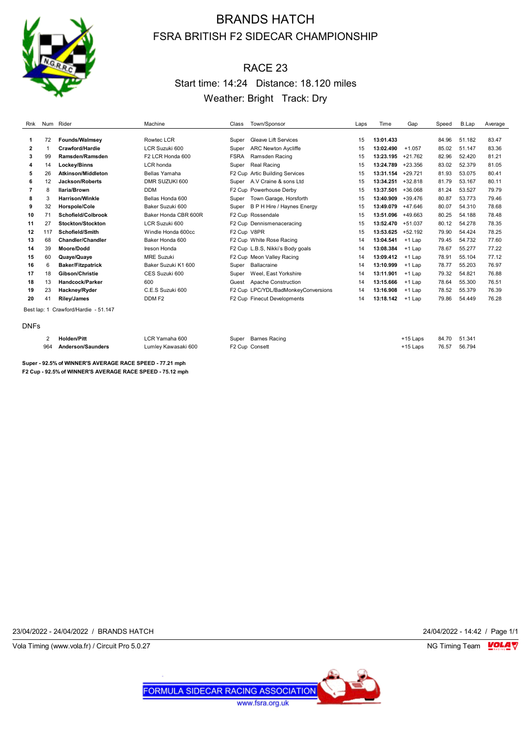# BRANDS HATCH

## FSRA BRITISH F2 SIDECAR CHAMPIONSHIP

## RACE 23

Start time: 14:24 Distance: 18.120 miles

Weather: Bright Track: Dry

| Rnk | Num | Rider | Machine | Class | Town/Sponsor | Laps | Time | Gap | Speed | B.Lap | Average |
|---|---|---|---|---|---|---|---|---|---|---|---|
| 1 | 72 | **Founds/Walmsey** | Rowtec LCR | Super | Gleave Lift Services | 15 | **13:01.433** | | 84.96 | 51.182 | 83.47 |
| 2 | 1 | **Crawford/Hardie** | LCR Suzuki 600 | Super | ARC Newton Aycliffe | 15 | **13:02.490** | +1.057 | 85.02 | 51.147 | 83.36 |
| 3 | 99 | **Ramsden/Ramsden** | F2 LCR Honda 600 | FSRA | Ramsden Racing | 15 | **13:23.195** | +21.762 | 82.96 | 52.420 | 81.21 |
| 4 | 14 | **Lockey/Binns** | LCR honda | Super | Real Racing | 15 | **13:24.789** | +23.356 | 83.02 | 52.379 | 81.05 |
| 5 | 26 | **Atkinson/Middleton** | Bellas Yamaha | F2 Cup | Artic Building Services | 15 | **13:31.154** | +29.721 | 81.93 | 53.075 | 80.41 |
| 6 | 12 | **Jackson/Roberts** | DMR SUZUKI 600 | Super | A.V Craine & sons Ltd | 15 | **13:34.251** | +32.818 | 81.79 | 53.167 | 80.11 |
| 7 | 8 | **Ilaria/Brown** | DDM | F2 Cup | Powerhouse Derby | 15 | **13:37.501** | +36.068 | 81.24 | 53.527 | 79.79 |
| 8 | 3 | **Harrison/Winkle** | Bellas Honda 600 | Super | Town Garage, Horsforth | 15 | **13:40.909** | +39.476 | 80.87 | 53.773 | 79.46 |
| 9 | 32 | **Horspole/Cole** | Baker Suzuki 600 | Super | B P H Hire / Haynes Energy | 15 | **13:49.079** | +47.646 | 80.07 | 54.310 | 78.68 |
| 10 | 71 | **Schofield/Colbrook** | Baker Honda CBR 600R | F2 Cup | Rossendale | 15 | **13:51.096** | +49.663 | 80.25 | 54.188 | 78.48 |
| 11 | 27 | **Stockton/Stockton** | LCR Suzuki 600 | F2 Cup | Dennismenaceracing | 15 | **13:52.470** | +51.037 | 80.12 | 54.278 | 78.35 |
| 12 | 117 | **Schofield/Smith** | Windle Honda 600cc | F2 Cup | V8PR | 15 | **13:53.625** | +52.192 | 79.90 | 54.424 | 78.25 |
| 13 | 68 | **Chandler/Chandler** | Baker Honda 600 | F2 Cup | White Rose Racing | 14 | **13:04.541** | +1 Lap | 79.45 | 54.732 | 77.60 |
| 14 | 39 | **Moore/Dodd** | Ireson Honda | F2 Cup | L.B.S, Nikki's Body goals | 14 | **13:08.384** | +1 Lap | 78.67 | 55.277 | 77.22 |
| 15 | 60 | **Quaye/Quaye** | MRE Suzuki | F2 Cup | Meon Valley Racing | 14 | **13:09.412** | +1 Lap | 78.91 | 55.104 | 77.12 |
| 16 | 6 | **Baker/Fitzpatrick** | Baker Suzuki K1 600 | Super | Ballacraine | 14 | **13:10.999** | +1 Lap | 78.77 | 55.203 | 76.97 |
| 17 | 18 | **Gibson/Christie** | CES Suzuki 600 | Super | Weel, East Yorkshire | 14 | **13:11.901** | +1 Lap | 79.32 | 54.821 | 76.88 |
| 18 | 13 | **Handcock/Parker** | 600 | Guest | Apache Construction | 14 | **13:15.666** | +1 Lap | 78.64 | 55.300 | 76.51 |
| 19 | 23 | **Hackney/Ryder** | C.E.S Suzuki 600 | F2 Cup | LPC/YDL/BadMonkeyConversions | 14 | **13:16.908** | +1 Lap | 78.52 | 55.379 | 76.39 |
| 20 | 41 | **Riley/James** | DDM F2 | F2 Cup | Finecut Developments | 14 | **13:18.142** | +1 Lap | 79.86 | 54.449 | 76.28 |

Best lap: 1 Crawford/Hardie - 51.147

### DNFs

| Num | Rider | Machine | Class | Town/Sponsor | Gap | Speed | B.Lap |
|---|---|---|---|---|---|---|---|
| 2 | **Holden/Pitt** | LCR Yamaha 600 | Super | Barnes Racing | +15 Laps | 84.70 | 51.341 |
| 964 | **Anderson/Saunders** | Lumley Kawasaki 600 | F2 Cup | Consett | +15 Laps | 76.57 | 56.794 |

**Super - 92.5% of WINNER'S AVERAGE RACE SPEED - 77.21 mph**

**F2 Cup - 92.5% of WINNER'S AVERAGE RACE SPEED - 75.12 mph**

23/04/2022 - 24/04/2022 / BRANDS HATCH — 24/04/2022 - 14:42

Vola Timing (www.vola.fr) / Circuit Pro 5.0.27 — NG Timing Team

FORMULA SIDECAR RACING ASSOCIATION www.fsra.org.uk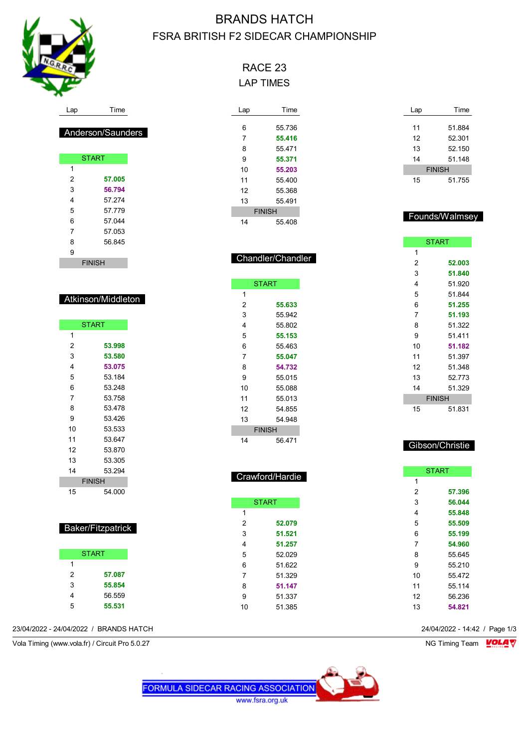# BRANDS HATCH

## FSRA BRITISH F2 SIDECAR CHAMPIONSHIP

### RACE 23

### LAP TIMES

**Anderson/Saunders**

| Lap | Time |
|---|---|
| START | |
| 1 | |
| 2 | **57.005** |
| 3 | **56.794** |
| 4 | 57.274 |
| 5 | 57.779 |
| 6 | 57.044 |
| 7 | 57.053 |
| 8 | 56.845 |
| 9 | |
| FINISH | |

**Atkinson/Middleton**

| Lap | Time |
|---|---|
| START | |
| 1 | |
| 2 | **53.998** |
| 3 | **53.580** |
| 4 | **53.075** |
| 5 | 53.184 |
| 6 | 53.248 |
| 7 | 53.758 |
| 8 | 53.478 |
| 9 | 53.426 |
| 10 | 53.533 |
| 11 | 53.647 |
| 12 | 53.870 |
| 13 | 53.305 |
| 14 | 53.294 |
| FINISH | |
| 15 | 54.000 |

**Baker/Fitzpatrick**

| Lap | Time |
|---|---|
| START | |
| 1 | |
| 2 | **57.087** |
| 3 | **55.854** |
| 4 | 56.559 |
| 5 | **55.531** |
| 6 | 55.736 |
| 7 | **55.416** |
| 8 | 55.471 |
| 9 | **55.371** |
| 10 | **55.203** |
| 11 | 55.400 |
| 12 | 55.368 |
| 13 | 55.491 |
| FINISH | |
| 14 | 55.408 |

**Chandler/Chandler**

| Lap | Time |
|---|---|
| START | |
| 1 | |
| 2 | **55.633** |
| 3 | 55.942 |
| 4 | 55.802 |
| 5 | **55.153** |
| 6 | 55.463 |
| 7 | **55.047** |
| 8 | **54.732** |
| 9 | 55.015 |
| 10 | 55.088 |
| 11 | 55.013 |
| 12 | 54.855 |
| 13 | 54.948 |
| FINISH | |
| 14 | 56.471 |

**Crawford/Hardie**

| Lap | Time |
|---|---|
| START | |
| 1 | |
| 2 | **52.079** |
| 3 | **51.521** |
| 4 | **51.257** |
| 5 | 52.029 |
| 6 | 51.622 |
| 7 | 51.329 |
| 8 | **51.147** |
| 9 | 51.337 |
| 10 | 51.385 |
| 11 | 51.884 |
| 12 | 52.301 |
| 13 | 52.150 |
| 14 | 51.148 |
| FINISH | |
| 15 | 51.755 |

**Founds/Walmsey**

| Lap | Time |
|---|---|
| START | |
| 1 | |
| 2 | **52.003** |
| 3 | **51.840** |
| 4 | 51.920 |
| 5 | 51.844 |
| 6 | **51.255** |
| 7 | **51.193** |
| 8 | 51.322 |
| 9 | 51.411 |
| 10 | **51.182** |
| 11 | 51.397 |
| 12 | 51.348 |
| 13 | 52.773 |
| 14 | 51.329 |
| FINISH | |
| 15 | 51.831 |

**Gibson/Christie**

| Lap | Time |
|---|---|
| START | |
| 1 | |
| 2 | **57.396** |
| 3 | **56.044** |
| 4 | **55.848** |
| 5 | **55.509** |
| 6 | **55.199** |
| 7 | **54.960** |
| 8 | 55.645 |
| 9 | 55.210 |
| 10 | 55.472 |
| 11 | 55.114 |
| 12 | 56.236 |
| 13 | **54.821** |

23/04/2022 - 24/04/2022 / BRANDS HATCH

Vola Timing (www.vola.fr) / Circuit Pro 5.0.27

NG Timing Team

FORMULA SIDECAR RACING ASSOCIATION
www.fsra.org.uk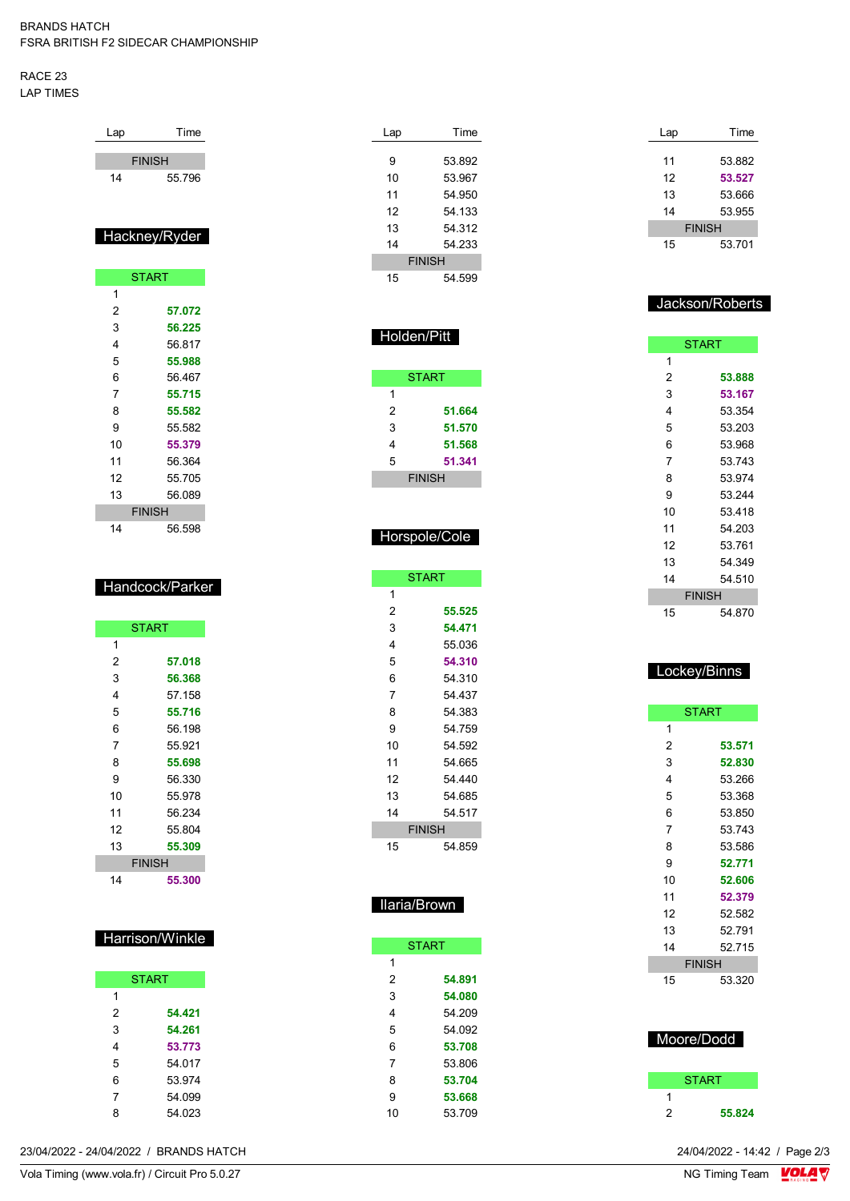BRANDS HATCH
FSRA BRITISH F2 SIDECAR CHAMPIONSHIP

RACE 23
LAP TIMES

| Lap | Time |
|---|---|
| FINISH | |
| 14 | 55.796 |

## Hackney/Ryder

| Lap | Time |
|---|---|
| START | |
| 1 | |
| 2 | **57.072** |
| 3 | **56.225** |
| 4 | 56.817 |
| 5 | **55.988** |
| 6 | 56.467 |
| 7 | **55.715** |
| 8 | **55.582** |
| 9 | 55.582 |
| 10 | **55.379** |
| 11 | 56.364 |
| 12 | 55.705 |
| 13 | 56.089 |
| FINISH | |
| 14 | 56.598 |

## Handcock/Parker

| Lap | Time |
|---|---|
| START | |
| 1 | |
| 2 | **57.018** |
| 3 | **56.368** |
| 4 | 57.158 |
| 5 | **55.716** |
| 6 | 56.198 |
| 7 | 55.921 |
| 8 | **55.698** |
| 9 | 56.330 |
| 10 | 55.978 |
| 11 | 56.234 |
| 12 | 55.804 |
| 13 | **55.309** |
| FINISH | |
| 14 | **55.300** |

## Harrison/Winkle

| Lap | Time |
|---|---|
| START | |
| 1 | |
| 2 | **54.421** |
| 3 | **54.261** |
| 4 | **53.773** |
| 5 | 54.017 |
| 6 | 53.974 |
| 7 | 54.099 |
| 8 | 54.023 |
| 9 | 53.892 |
| 10 | 53.967 |
| 11 | 54.950 |
| 12 | 54.133 |
| 13 | 54.312 |
| 14 | 54.233 |
| FINISH | |
| 15 | 54.599 |

## Holden/Pitt

| Lap | Time |
|---|---|
| START | |
| 1 | |
| 2 | **51.664** |
| 3 | **51.570** |
| 4 | **51.568** |
| 5 | **51.341** |
| FINISH | |

## Horspole/Cole

| Lap | Time |
|---|---|
| START | |
| 1 | |
| 2 | **55.525** |
| 3 | **54.471** |
| 4 | 55.036 |
| 5 | **54.310** |
| 6 | 54.310 |
| 7 | 54.437 |
| 8 | 54.383 |
| 9 | 54.759 |
| 10 | 54.592 |
| 11 | 54.665 |
| 12 | 54.440 |
| 13 | 54.685 |
| 14 | 54.517 |
| FINISH | |
| 15 | 54.859 |

## Ilaria/Brown

| Lap | Time |
|---|---|
| START | |
| 1 | |
| 2 | **54.891** |
| 3 | **54.080** |
| 4 | 54.209 |
| 5 | 54.092 |
| 6 | **53.708** |
| 7 | 53.806 |
| 8 | **53.704** |
| 9 | **53.668** |
| 10 | 53.709 |
| 11 | 53.882 |
| 12 | **53.527** |
| 13 | 53.666 |
| 14 | 53.955 |
| FINISH | |
| 15 | 53.701 |

## Jackson/Roberts

| Lap | Time |
|---|---|
| START | |
| 1 | |
| 2 | **53.888** |
| 3 | **53.167** |
| 4 | 53.354 |
| 5 | 53.203 |
| 6 | 53.968 |
| 7 | 53.743 |
| 8 | 53.974 |
| 9 | 53.244 |
| 10 | 53.418 |
| 11 | 54.203 |
| 12 | 53.761 |
| 13 | 54.349 |
| 14 | 54.510 |
| FINISH | |
| 15 | 54.870 |

## Lockey/Binns

| Lap | Time |
|---|---|
| START | |
| 1 | |
| 2 | **53.571** |
| 3 | **52.830** |
| 4 | 53.266 |
| 5 | 53.368 |
| 6 | 53.850 |
| 7 | 53.743 |
| 8 | 53.586 |
| 9 | **52.771** |
| 10 | **52.606** |
| 11 | **52.379** |
| 12 | 52.582 |
| 13 | 52.791 |
| 14 | 52.715 |
| FINISH | |
| 15 | 53.320 |

## Moore/Dodd

| Lap | Time |
|---|---|
| START | |
| 1 | |
| 2 | **55.824** |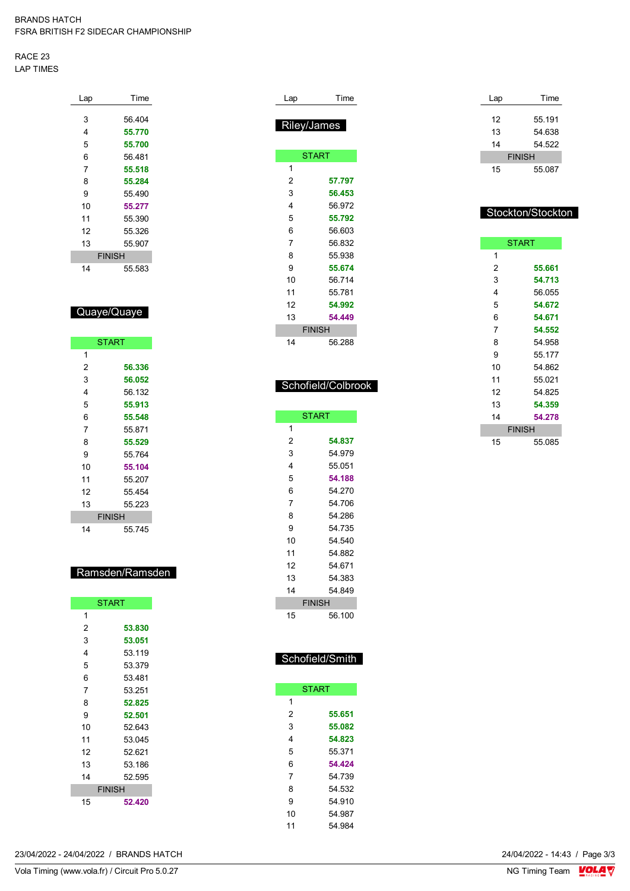BRANDS HATCH
FSRA BRITISH F2 SIDECAR CHAMPIONSHIP

RACE 23
LAP TIMES

| Lap | Time |
|---|---|
| 3 | 56.404 |
| 4 | **55.770** |
| 5 | **55.700** |
| 6 | 56.481 |
| 7 | **55.518** |
| 8 | **55.284** |
| 9 | 55.490 |
| 10 | **55.277** |
| 11 | 55.390 |
| 12 | 55.326 |
| 13 | 55.907 |
| FINISH | |
| 14 | 55.583 |

## Quaye/Quaye

| Lap | Time |
|---|---|
| START | |
| 1 | |
| 2 | **56.336** |
| 3 | **56.052** |
| 4 | 56.132 |
| 5 | **55.913** |
| 6 | **55.548** |
| 7 | 55.871 |
| 8 | **55.529** |
| 9 | 55.764 |
| 10 | **55.104** |
| 11 | 55.207 |
| 12 | 55.454 |
| 13 | 55.223 |
| FINISH | |
| 14 | 55.745 |

## Ramsden/Ramsden

| Lap | Time |
|---|---|
| START | |
| 1 | |
| 2 | **53.830** |
| 3 | **53.051** |
| 4 | 53.119 |
| 5 | 53.379 |
| 6 | 53.481 |
| 7 | 53.251 |
| 8 | **52.825** |
| 9 | **52.501** |
| 10 | 52.643 |
| 11 | 53.045 |
| 12 | 52.621 |
| 13 | 53.186 |
| 14 | 52.595 |
| FINISH | |
| 15 | **52.420** |

## Riley/James

| Lap | Time |
|---|---|
| START | |
| 1 | |
| 2 | **57.797** |
| 3 | **56.453** |
| 4 | 56.972 |
| 5 | **55.792** |
| 6 | 56.603 |
| 7 | 56.832 |
| 8 | 55.938 |
| 9 | **55.674** |
| 10 | 56.714 |
| 11 | 55.781 |
| 12 | **54.992** |
| 13 | **54.449** |
| FINISH | |
| 14 | 56.288 |

## Schofield/Colbrook

| Lap | Time |
|---|---|
| START | |
| 1 | |
| 2 | **54.837** |
| 3 | 54.979 |
| 4 | 55.051 |
| 5 | **54.188** |
| 6 | 54.270 |
| 7 | 54.706 |
| 8 | 54.286 |
| 9 | 54.735 |
| 10 | 54.540 |
| 11 | 54.882 |
| 12 | 54.671 |
| 13 | 54.383 |
| 14 | 54.849 |
| FINISH | |
| 15 | 56.100 |

## Schofield/Smith

| Lap | Time |
|---|---|
| START | |
| 1 | |
| 2 | **55.651** |
| 3 | **55.082** |
| 4 | **54.823** |
| 5 | 55.371 |
| 6 | **54.424** |
| 7 | 54.739 |
| 8 | 54.532 |
| 9 | 54.910 |
| 10 | 54.987 |
| 11 | 54.984 |
| 12 | 55.191 |
| 13 | 54.638 |
| 14 | 54.522 |
| FINISH | |
| 15 | 55.087 |

## Stockton/Stockton

| Lap | Time |
|---|---|
| START | |
| 1 | |
| 2 | **55.661** |
| 3 | **54.713** |
| 4 | 56.055 |
| 5 | **54.672** |
| 6 | **54.671** |
| 7 | **54.552** |
| 8 | 54.958 |
| 9 | 55.177 |
| 10 | 54.862 |
| 11 | 55.021 |
| 12 | 54.825 |
| 13 | **54.359** |
| 14 | **54.278** |
| FINISH | |
| 15 | 55.085 |

23/04/2022 - 24/04/2022 / BRANDS HATCH
Vola Timing (www.vola.fr) / Circuit Pro 5.0.27
24/04/2022 - 14:43
NG Timing Team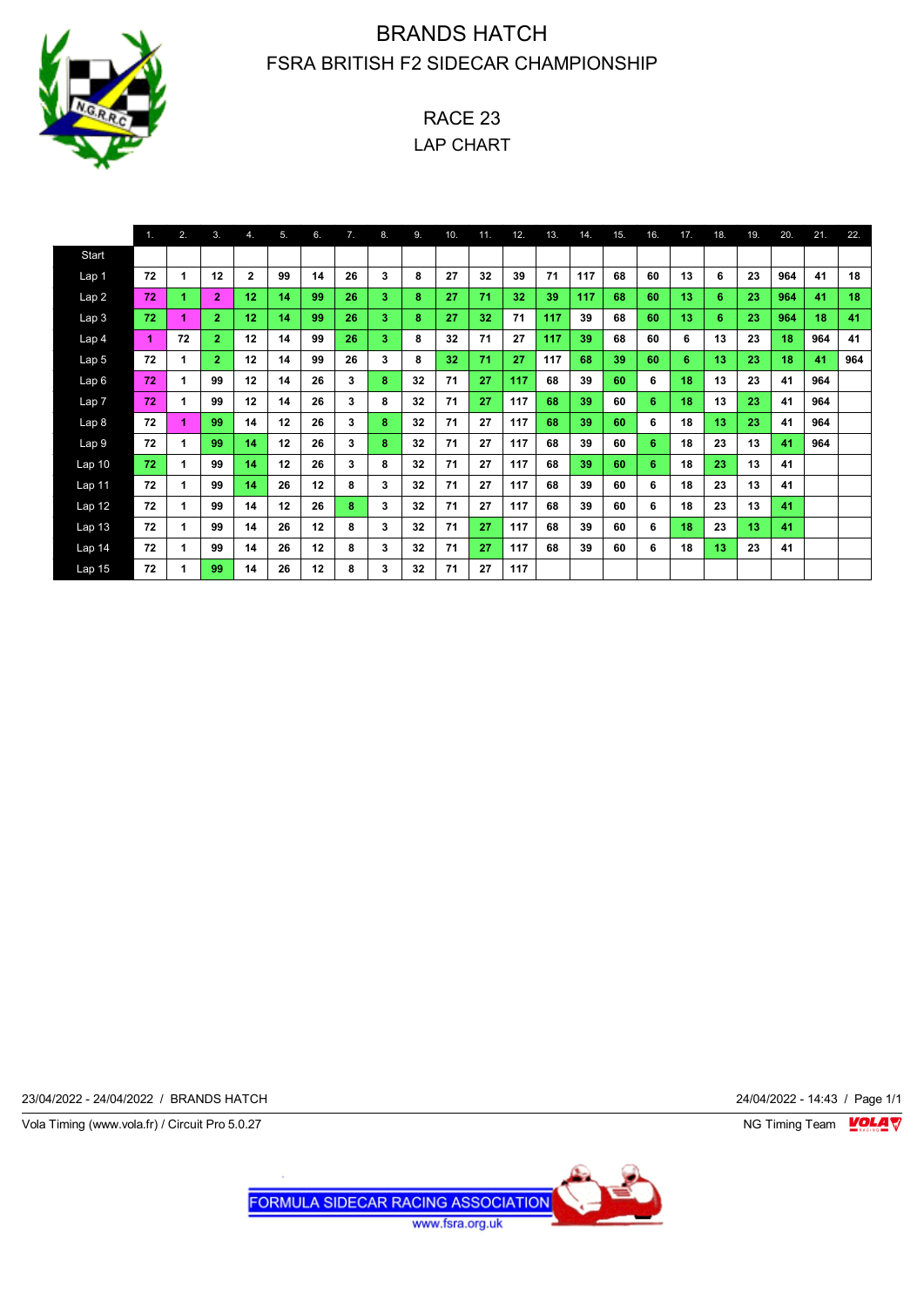# BRANDS HATCH
## FSRA BRITISH F2 SIDECAR CHAMPIONSHIP

## RACE 23
## LAP CHART

| | 1. | 2. | 3. | 4. | 5. | 6. | 7. | 8. | 9. | 10. | 11. | 12. | 13. | 14. | 15. | 16. | 17. | 18. | 19. | 20. | 21. | 22. |
|---|---|---|---|---|---|---|---|---|---|---|---|---|---|---|---|---|---|---|---|---|---|---|
| Start | | | | | | | | | | | | | | | | | | | | | | |
| Lap 1 | 72 | 1 | 12 | 2 | 99 | 14 | 26 | 3 | 8 | 27 | 32 | 39 | 71 | 117 | 68 | 60 | 13 | 6 | 23 | 964 | 41 | 18 |
| Lap 2 | 72 | 1 | 2 | 12 | 14 | 99 | 26 | 3 | 8 | 27 | 71 | 32 | 39 | 117 | 68 | 60 | 13 | 6 | 23 | 964 | 41 | 18 |
| Lap 3 | 72 | 1 | 2 | 12 | 14 | 99 | 26 | 3 | 8 | 27 | 32 | 71 | 117 | 39 | 68 | 60 | 13 | 6 | 23 | 964 | 18 | 41 |
| Lap 4 | 1 | 72 | 2 | 12 | 14 | 99 | 26 | 3 | 8 | 32 | 71 | 27 | 117 | 39 | 68 | 60 | 6 | 13 | 23 | 18 | 964 | 41 |
| Lap 5 | 72 | 1 | 2 | 12 | 14 | 99 | 26 | 3 | 8 | 32 | 71 | 27 | 117 | 68 | 39 | 60 | 6 | 13 | 23 | 18 | 41 | 964 |
| Lap 6 | 72 | 1 | 99 | 12 | 14 | 26 | 3 | 8 | 32 | 71 | 27 | 117 | 68 | 39 | 60 | 6 | 18 | 13 | 23 | 41 | 964 | |
| Lap 7 | 72 | 1 | 99 | 12 | 14 | 26 | 3 | 8 | 32 | 71 | 27 | 117 | 68 | 39 | 60 | 6 | 18 | 13 | 23 | 41 | 964 | |
| Lap 8 | 72 | 1 | 99 | 14 | 12 | 26 | 3 | 8 | 32 | 71 | 27 | 117 | 68 | 39 | 60 | 6 | 18 | 13 | 23 | 41 | 964 | |
| Lap 9 | 72 | 1 | 99 | 14 | 12 | 26 | 3 | 8 | 32 | 71 | 27 | 117 | 68 | 39 | 60 | 6 | 18 | 23 | 13 | 41 | 964 | |
| Lap 10 | 72 | 1 | 99 | 14 | 12 | 26 | 3 | 8 | 32 | 71 | 27 | 117 | 68 | 39 | 60 | 6 | 18 | 23 | 13 | 41 | | |
| Lap 11 | 72 | 1 | 99 | 14 | 26 | 12 | 8 | 3 | 32 | 71 | 27 | 117 | 68 | 39 | 60 | 6 | 18 | 23 | 13 | 41 | | |
| Lap 12 | 72 | 1 | 99 | 14 | 12 | 26 | 8 | 3 | 32 | 71 | 27 | 117 | 68 | 39 | 60 | 6 | 18 | 23 | 13 | 41 | | |
| Lap 13 | 72 | 1 | 99 | 14 | 26 | 12 | 8 | 3 | 32 | 71 | 27 | 117 | 68 | 39 | 60 | 6 | 18 | 23 | 13 | 41 | | |
| Lap 14 | 72 | 1 | 99 | 14 | 26 | 12 | 8 | 3 | 32 | 71 | 27 | 117 | 68 | 39 | 60 | 6 | 18 | 13 | 23 | 41 | | |
| Lap 15 | 72 | 1 | 99 | 14 | 26 | 12 | 8 | 3 | 32 | 71 | 27 | 117 | | | | | | | | | | |

23/04/2022 - 24/04/2022 / BRANDS HATCH

24/04/2022 - 14:43

Vola Timing (www.vola.fr) / Circuit Pro 5.0.27

NG Timing Team

FORMULA SIDECAR RACING ASSOCIATION
www.fsra.org.uk